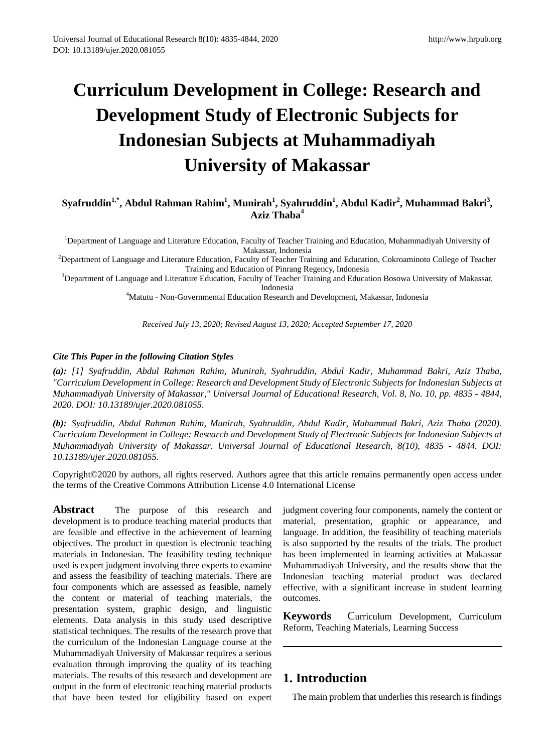# Curriculum Development in College: Research and Development Study of Electronic Subjects for Indonesian Subjects at Muhammadiyah University of Makassar

**Syafruddin[1,*], Abdul Rahman Rahim[1], Munirah[1], Syahruddin[1], Abdul Kadir[2], Muhammad Bakri[3], Aziz Thaba[4]**

[1]Department of Language and Literature Education, Faculty of Teacher Training and Education, Muhammadiyah University of Makassar, Indonesia
[2]Department of Language and Literature Education, Faculty of Teacher Training and Education, Cokroaminoto College of Teacher Training and Education of Pinrang Regency, Indonesia
[3]Department of Language and Literature Education, Faculty of Teacher Training and Education Bosowa University of Makassar, Indonesia
[4]Matutu - Non-Governmental Education Research and Development, Makassar, Indonesia

*Received July 13, 2020; Revised August 13, 2020; Accepted September 17, 2020*

***Cite This Paper in the following Citation Styles***

***(a):*** *[1] Syafruddin, Abdul Rahman Rahim, Munirah, Syahruddin, Abdul Kadir, Muhammad Bakri, Aziz Thaba, "Curriculum Development in College: Research and Development Study of Electronic Subjects for Indonesian Subjects at Muhammadiyah University of Makassar," Universal Journal of Educational Research, Vol. 8, No. 10, pp. 4835 - 4844, 2020. DOI: 10.13189/ujer.2020.081055.*

***(b):*** *Syafruddin, Abdul Rahman Rahim, Munirah, Syahruddin, Abdul Kadir, Muhammad Bakri, Aziz Thaba (2020). Curriculum Development in College: Research and Development Study of Electronic Subjects for Indonesian Subjects at Muhammadiyah University of Makassar. Universal Journal of Educational Research, 8(10), 4835 - 4844. DOI: 10.13189/ujer.2020.081055.*

Copyright©2020 by authors, all rights reserved. Authors agree that this article remains permanently open access under the terms of the Creative Commons Attribution License 4.0 International License

**Abstract** The purpose of this research and development is to produce teaching material products that are feasible and effective in the achievement of learning objectives. The product in question is electronic teaching materials in Indonesian. The feasibility testing technique used is expert judgment involving three experts to examine and assess the feasibility of teaching materials. There are four components which are assessed as feasible, namely the content or material of teaching materials, the presentation system, graphic design, and linguistic elements. Data analysis in this study used descriptive statistical techniques. The results of the research prove that the curriculum of the Indonesian Language course at the Muhammadiyah University of Makassar requires a serious evaluation through improving the quality of its teaching materials. The results of this research and development are output in the form of electronic teaching material products that have been tested for eligibility based on expert judgment covering four components, namely the content or material, presentation, graphic or appearance, and language. In addition, the feasibility of teaching materials is also supported by the results of the trials. The product has been implemented in learning activities at Makassar Muhammadiyah University, and the results show that the Indonesian teaching material product was declared effective, with a significant increase in student learning outcomes.

**Keywords** Curriculum Development, Curriculum Reform, Teaching Materials, Learning Success

## 1. Introduction

The main problem that underlies this research is findings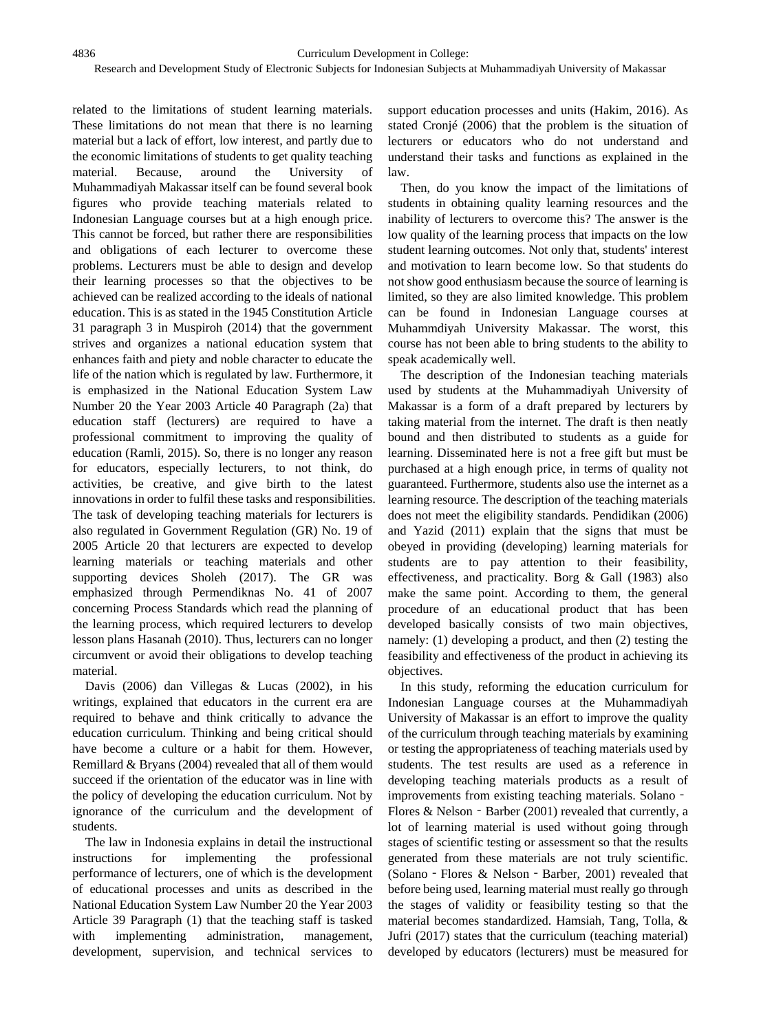related to the limitations of student learning materials. These limitations do not mean that there is no learning material but a lack of effort, low interest, and partly due to the economic limitations of students to get quality teaching material. Because, around the University of Muhammadiyah Makassar itself can be found several book figures who provide teaching materials related to Indonesian Language courses but at a high enough price. This cannot be forced, but rather there are responsibilities and obligations of each lecturer to overcome these problems. Lecturers must be able to design and develop their learning processes so that the objectives to be achieved can be realized according to the ideals of national education. This is as stated in the 1945 Constitution Article 31 paragraph 3 in Muspiroh (2014) that the government strives and organizes a national education system that enhances faith and piety and noble character to educate the life of the nation which is regulated by law. Furthermore, it is emphasized in the National Education System Law Number 20 the Year 2003 Article 40 Paragraph (2a) that education staff (lecturers) are required to have a professional commitment to improving the quality of education (Ramli, 2015). So, there is no longer any reason for educators, especially lecturers, to not think, do activities, be creative, and give birth to the latest innovations in order to fulfil these tasks and responsibilities. The task of developing teaching materials for lecturers is also regulated in Government Regulation (GR) No. 19 of 2005 Article 20 that lecturers are expected to develop learning materials or teaching materials and other supporting devices Sholeh (2017). The GR was emphasized through Permendiknas No. 41 of 2007 concerning Process Standards which read the planning of the learning process, which required lecturers to develop lesson plans Hasanah (2010). Thus, lecturers can no longer circumvent or avoid their obligations to develop teaching material.

Davis (2006) dan Villegas & Lucas (2002), in his writings, explained that educators in the current era are required to behave and think critically to advance the education curriculum. Thinking and being critical should have become a culture or a habit for them. However, Remillard & Bryans (2004) revealed that all of them would succeed if the orientation of the educator was in line with the policy of developing the education curriculum. Not by ignorance of the curriculum and the development of students.

The law in Indonesia explains in detail the instructional instructions for implementing the professional performance of lecturers, one of which is the development of educational processes and units as described in the National Education System Law Number 20 the Year 2003 Article 39 Paragraph (1) that the teaching staff is tasked with implementing administration, management, development, supervision, and technical services to support education processes and units (Hakim, 2016). As stated Cronjé (2006) that the problem is the situation of lecturers or educators who do not understand and understand their tasks and functions as explained in the law.

Then, do you know the impact of the limitations of students in obtaining quality learning resources and the inability of lecturers to overcome this? The answer is the low quality of the learning process that impacts on the low student learning outcomes. Not only that, students' interest and motivation to learn become low. So that students do not show good enthusiasm because the source of learning is limited, so they are also limited knowledge. This problem can be found in Indonesian Language courses at Muhammdiyah University Makassar. The worst, this course has not been able to bring students to the ability to speak academically well.

The description of the Indonesian teaching materials used by students at the Muhammadiyah University of Makassar is a form of a draft prepared by lecturers by taking material from the internet. The draft is then neatly bound and then distributed to students as a guide for learning. Disseminated here is not a free gift but must be purchased at a high enough price, in terms of quality not guaranteed. Furthermore, students also use the internet as a learning resource. The description of the teaching materials does not meet the eligibility standards. Pendidikan (2006) and Yazid (2011) explain that the signs that must be obeyed in providing (developing) learning materials for students are to pay attention to their feasibility, effectiveness, and practicality. Borg & Gall (1983) also make the same point. According to them, the general procedure of an educational product that has been developed basically consists of two main objectives, namely: (1) developing a product, and then (2) testing the feasibility and effectiveness of the product in achieving its objectives.

In this study, reforming the education curriculum for Indonesian Language courses at the Muhammadiyah University of Makassar is an effort to improve the quality of the curriculum through teaching materials by examining or testing the appropriateness of teaching materials used by students. The test results are used as a reference in developing teaching materials products as a result of improvements from existing teaching materials. Solano‐Flores & Nelson‐Barber (2001) revealed that currently, a lot of learning material is used without going through stages of scientific testing or assessment so that the results generated from these materials are not truly scientific. (Solano‐Flores & Nelson‐Barber, 2001) revealed that before being used, learning material must really go through the stages of validity or feasibility testing so that the material becomes standardized. Hamsiah, Tang, Tolla, & Jufri (2017) states that the curriculum (teaching material) developed by educators (lecturers) must be measured for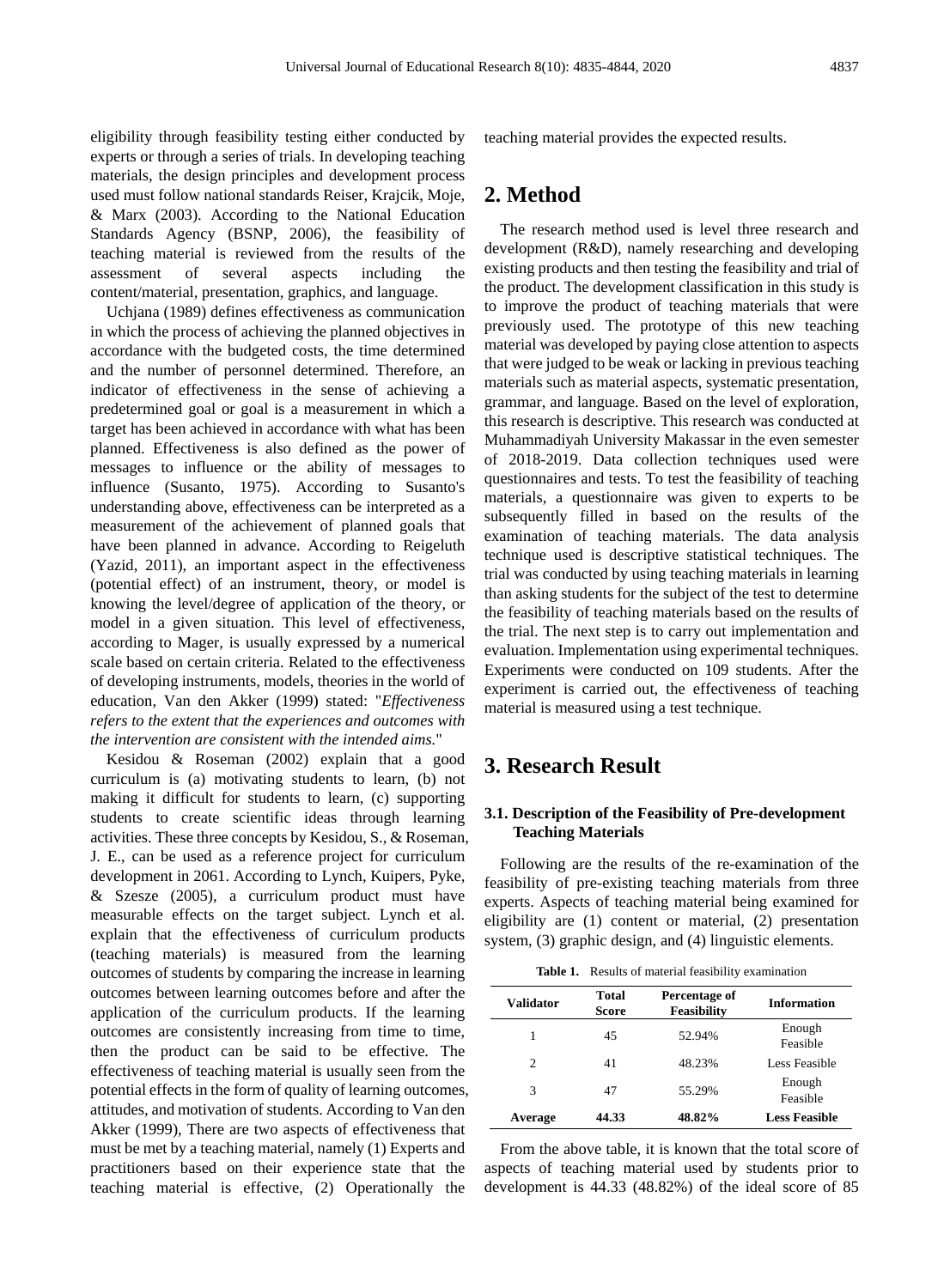eligibility through feasibility testing either conducted by experts or through a series of trials. In developing teaching materials, the design principles and development process used must follow national standards Reiser, Krajcik, Moje, & Marx (2003). According to the National Education Standards Agency (BSNP, 2006), the feasibility of teaching material is reviewed from the results of the assessment of several aspects including the content/material, presentation, graphics, and language.

Uchjana (1989) defines effectiveness as communication in which the process of achieving the planned objectives in accordance with the budgeted costs, the time determined and the number of personnel determined. Therefore, an indicator of effectiveness in the sense of achieving a predetermined goal or goal is a measurement in which a target has been achieved in accordance with what has been planned. Effectiveness is also defined as the power of messages to influence or the ability of messages to influence (Susanto, 1975). According to Susanto's understanding above, effectiveness can be interpreted as a measurement of the achievement of planned goals that have been planned in advance. According to Reigeluth (Yazid, 2011), an important aspect in the effectiveness (potential effect) of an instrument, theory, or model is knowing the level/degree of application of the theory, or model in a given situation. This level of effectiveness, according to Mager, is usually expressed by a numerical scale based on certain criteria. Related to the effectiveness of developing instruments, models, theories in the world of education, Van den Akker (1999) stated: "*Effectiveness refers to the extent that the experiences and outcomes with the intervention are consistent with the intended aims.*"

Kesidou & Roseman (2002) explain that a good curriculum is (a) motivating students to learn, (b) not making it difficult for students to learn, (c) supporting students to create scientific ideas through learning activities. These three concepts by Kesidou, S., & Roseman, J. E., can be used as a reference project for curriculum development in 2061. According to Lynch, Kuipers, Pyke, & Szesze (2005), a curriculum product must have measurable effects on the target subject. Lynch et al. explain that the effectiveness of curriculum products (teaching materials) is measured from the learning outcomes of students by comparing the increase in learning outcomes between learning outcomes before and after the application of the curriculum products. If the learning outcomes are consistently increasing from time to time, then the product can be said to be effective. The effectiveness of teaching material is usually seen from the potential effects in the form of quality of learning outcomes, attitudes, and motivation of students. According to Van den Akker (1999), There are two aspects of effectiveness that must be met by a teaching material, namely (1) Experts and practitioners based on their experience state that the teaching material is effective, (2) Operationally the teaching material provides the expected results.

## 2. Method

The research method used is level three research and development (R&D), namely researching and developing existing products and then testing the feasibility and trial of the product. The development classification in this study is to improve the product of teaching materials that were previously used. The prototype of this new teaching material was developed by paying close attention to aspects that were judged to be weak or lacking in previous teaching materials such as material aspects, systematic presentation, grammar, and language. Based on the level of exploration, this research is descriptive. This research was conducted at Muhammadiyah University Makassar in the even semester of 2018-2019. Data collection techniques used were questionnaires and tests. To test the feasibility of teaching materials, a questionnaire was given to experts to be subsequently filled in based on the results of the examination of teaching materials. The data analysis technique used is descriptive statistical techniques. The trial was conducted by using teaching materials in learning than asking students for the subject of the test to determine the feasibility of teaching materials based on the results of the trial. The next step is to carry out implementation and evaluation. Implementation using experimental techniques. Experiments were conducted on 109 students. After the experiment is carried out, the effectiveness of teaching material is measured using a test technique.

## 3. Research Result

### 3.1. Description of the Feasibility of Pre-development Teaching Materials

Following are the results of the re-examination of the feasibility of pre-existing teaching materials from three experts. Aspects of teaching material being examined for eligibility are (1) content or material, (2) presentation system, (3) graphic design, and (4) linguistic elements.

**Table 1.** Results of material feasibility examination

| Validator | Total Score | Percentage of Feasibility | Information |
|---|---|---|---|
| 1 | 45 | 52.94% | Enough Feasible |
| 2 | 41 | 48.23% | Less Feasible |
| 3 | 47 | 55.29% | Enough Feasible |
| **Average** | **44.33** | **48.82%** | **Less Feasible** |

From the above table, it is known that the total score of aspects of teaching material used by students prior to development is 44.33 (48.82%) of the ideal score of 85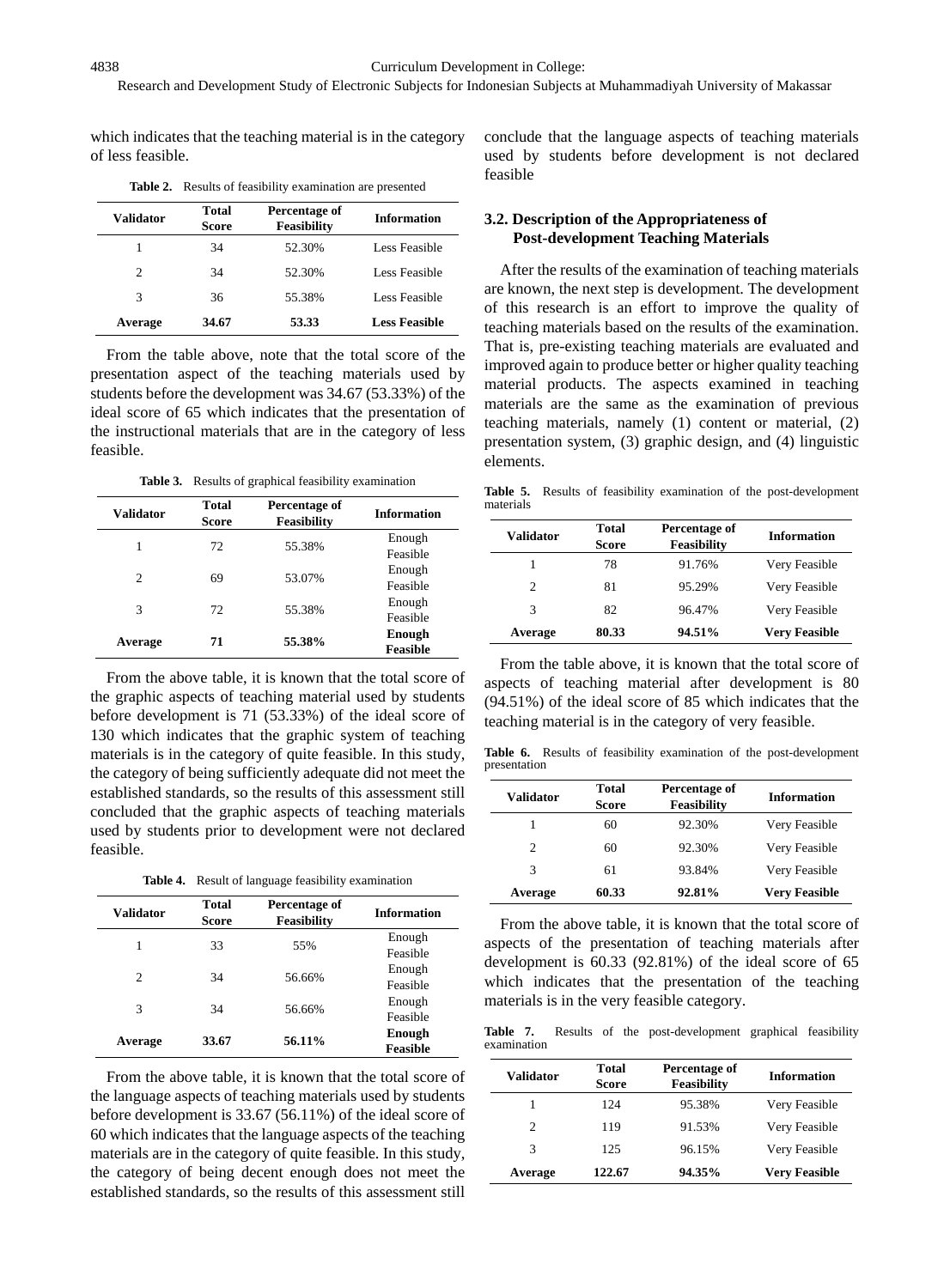which indicates that the teaching material is in the category of less feasible.

**Table 2.** Results of feasibility examination are presented

| Validator | Total Score | Percentage of Feasibility | Information |
|---|---|---|---|
| 1 | 34 | 52.30% | Less Feasible |
| 2 | 34 | 52.30% | Less Feasible |
| 3 | 36 | 55.38% | Less Feasible |
| **Average** | **34.67** | **53.33** | **Less Feasible** |

From the table above, note that the total score of the presentation aspect of the teaching materials used by students before the development was 34.67 (53.33%) of the ideal score of 65 which indicates that the presentation of the instructional materials that are in the category of less feasible.

**Table 3.** Results of graphical feasibility examination

| Validator | Total Score | Percentage of Feasibility | Information |
|---|---|---|---|
| 1 | 72 | 55.38% | Enough Feasible |
| 2 | 69 | 53.07% | Enough Feasible |
| 3 | 72 | 55.38% | Enough Feasible |
| **Average** | **71** | **55.38%** | **Enough Feasible** |

From the above table, it is known that the total score of the graphic aspects of teaching material used by students before development is 71 (53.33%) of the ideal score of 130 which indicates that the graphic system of teaching materials is in the category of quite feasible. In this study, the category of being sufficiently adequate did not meet the established standards, so the results of this assessment still concluded that the graphic aspects of teaching materials used by students prior to development were not declared feasible.

**Table 4.** Result of language feasibility examination

| Validator | Total Score | Percentage of Feasibility | Information |
|---|---|---|---|
| 1 | 33 | 55% | Enough Feasible |
| 2 | 34 | 56.66% | Enough Feasible |
| 3 | 34 | 56.66% | Enough Feasible |
| **Average** | **33.67** | **56.11%** | **Enough Feasible** |

From the above table, it is known that the total score of the language aspects of teaching materials used by students before development is 33.67 (56.11%) of the ideal score of 60 which indicates that the language aspects of the teaching materials are in the category of quite feasible. In this study, the category of being decent enough does not meet the established standards, so the results of this assessment still conclude that the language aspects of teaching materials used by students before development is not declared feasible

### 3.2. Description of the Appropriateness of Post-development Teaching Materials

After the results of the examination of teaching materials are known, the next step is development. The development of this research is an effort to improve the quality of teaching materials based on the results of the examination. That is, pre-existing teaching materials are evaluated and improved again to produce better or higher quality teaching material products. The aspects examined in teaching materials are the same as the examination of previous teaching materials, namely (1) content or material, (2) presentation system, (3) graphic design, and (4) linguistic elements.

**Table 5.** Results of feasibility examination of the post-development materials

| Validator | Total Score | Percentage of Feasibility | Information |
|---|---|---|---|
| 1 | 78 | 91.76% | Very Feasible |
| 2 | 81 | 95.29% | Very Feasible |
| 3 | 82 | 96.47% | Very Feasible |
| **Average** | **80.33** | **94.51%** | **Very Feasible** |

From the table above, it is known that the total score of aspects of teaching material after development is 80 (94.51%) of the ideal score of 85 which indicates that the teaching material is in the category of very feasible.

**Table 6.** Results of feasibility examination of the post-development presentation

| Validator | Total Score | Percentage of Feasibility | Information |
|---|---|---|---|
| 1 | 60 | 92.30% | Very Feasible |
| 2 | 60 | 92.30% | Very Feasible |
| 3 | 61 | 93.84% | Very Feasible |
| **Average** | **60.33** | **92.81%** | **Very Feasible** |

From the above table, it is known that the total score of aspects of the presentation of teaching materials after development is 60.33 (92.81%) of the ideal score of 65 which indicates that the presentation of the teaching materials is in the very feasible category.

**Table 7.** Results of the post-development graphical feasibility examination

| Validator | Total Score | Percentage of Feasibility | Information |
|---|---|---|---|
| 1 | 124 | 95.38% | Very Feasible |
| 2 | 119 | 91.53% | Very Feasible |
| 3 | 125 | 96.15% | Very Feasible |
| **Average** | **122.67** | **94.35%** | **Very Feasible** |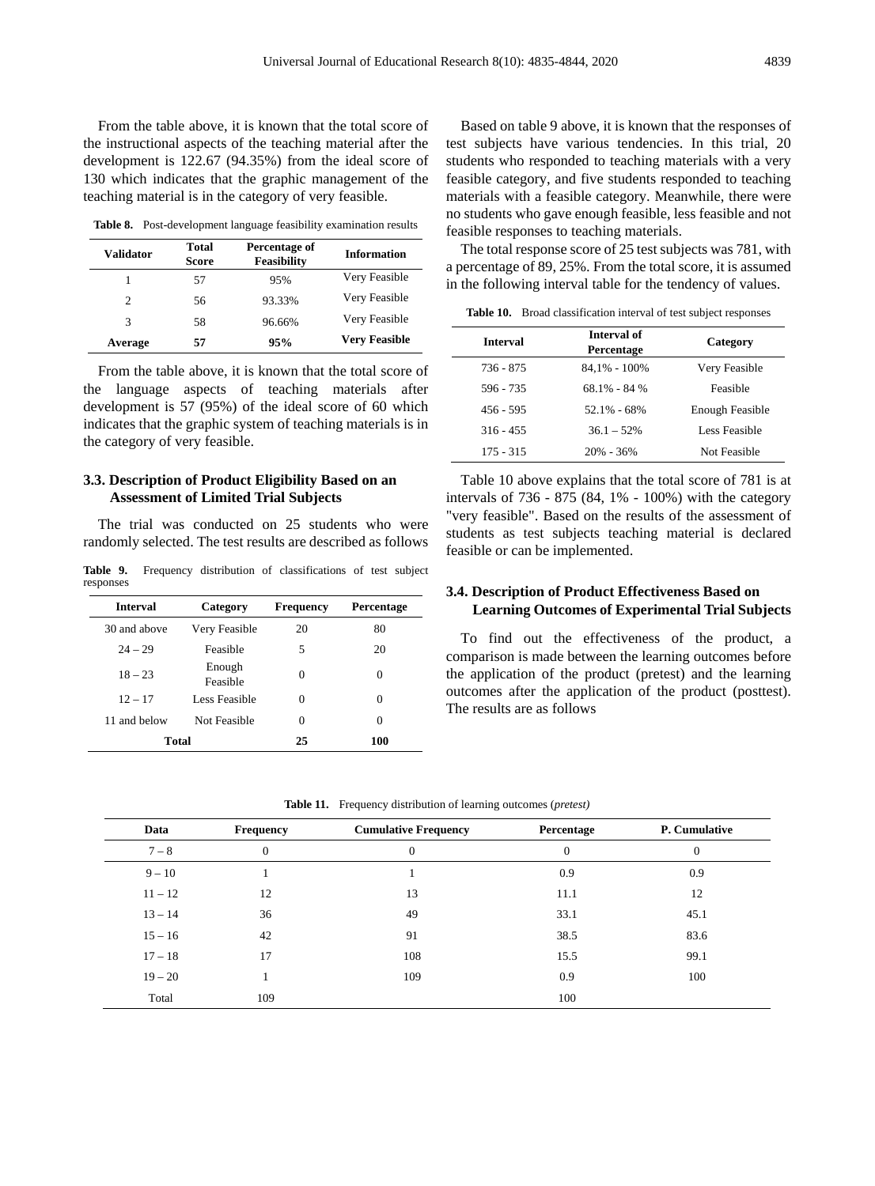From the table above, it is known that the total score of the instructional aspects of the teaching material after the development is 122.67 (94.35%) from the ideal score of 130 which indicates that the graphic management of the teaching material is in the category of very feasible.

**Table 8.** Post-development language feasibility examination results

| Validator | Total Score | Percentage of Feasibility | Information |
|---|---|---|---|
| 1 | 57 | 95% | Very Feasible |
| 2 | 56 | 93.33% | Very Feasible |
| 3 | 58 | 96.66% | Very Feasible |
| **Average** | **57** | **95%** | **Very Feasible** |

From the table above, it is known that the total score of the language aspects of teaching materials after development is 57 (95%) of the ideal score of 60 which indicates that the graphic system of teaching materials is in the category of very feasible.

### 3.3. Description of Product Eligibility Based on an Assessment of Limited Trial Subjects

The trial was conducted on 25 students who were randomly selected. The test results are described as follows

**Table 9.** Frequency distribution of classifications of test subject responses

| Interval | Category | Frequency | Percentage |
|---|---|---|---|
| 30 and above | Very Feasible | 20 | 80 |
| 24 – 29 | Feasible | 5 | 20 |
| 18 – 23 | Enough Feasible | 0 | 0 |
| 12 – 17 | Less Feasible | 0 | 0 |
| 11 and below | Not Feasible | 0 | 0 |
| **Total** | | **25** | **100** |

Based on table 9 above, it is known that the responses of test subjects have various tendencies. In this trial, 20 students who responded to teaching materials with a very feasible category, and five students responded to teaching materials with a feasible category. Meanwhile, there were no students who gave enough feasible, less feasible and not feasible responses to teaching materials.

The total response score of 25 test subjects was 781, with a percentage of 89, 25%. From the total score, it is assumed in the following interval table for the tendency of values.

**Table 10.** Broad classification interval of test subject responses

| Interval | Interval of Percentage | Category |
|---|---|---|
| 736 - 875 | 84,1% - 100% | Very Feasible |
| 596 - 735 | 68.1% - 84 % | Feasible |
| 456 - 595 | 52.1% - 68% | Enough Feasible |
| 316 - 455 | 36.1 – 52% | Less Feasible |
| 175 - 315 | 20% - 36% | Not Feasible |

Table 10 above explains that the total score of 781 is at intervals of 736 - 875 (84, 1% - 100%) with the category "very feasible". Based on the results of the assessment of students as test subjects teaching material is declared feasible or can be implemented.

### 3.4. Description of Product Effectiveness Based on Learning Outcomes of Experimental Trial Subjects

To find out the effectiveness of the product, a comparison is made between the learning outcomes before the application of the product (pretest) and the learning outcomes after the application of the product (posttest). The results are as follows

**Table 11.** Frequency distribution of learning outcomes (*pretest)*

| Data | Frequency | Cumulative Frequency | Percentage | P. Cumulative |
|---|---|---|---|---|
| 7 – 8 | 0 | 0 | 0 | 0 |
| 9 – 10 | 1 | 1 | 0.9 | 0.9 |
| 11 – 12 | 12 | 13 | 11.1 | 12 |
| 13 – 14 | 36 | 49 | 33.1 | 45.1 |
| 15 – 16 | 42 | 91 | 38.5 | 83.6 |
| 17 – 18 | 17 | 108 | 15.5 | 99.1 |
| 19 – 20 | 1 | 109 | 0.9 | 100 |
| Total | 109 | | 100 | |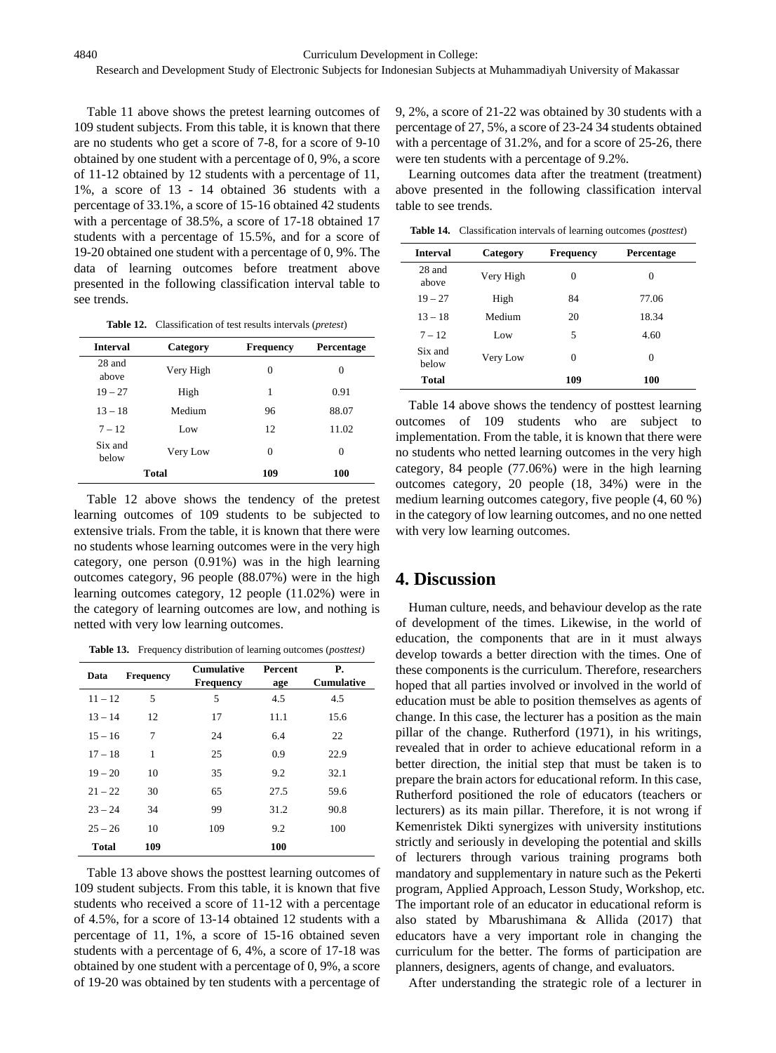Table 11 above shows the pretest learning outcomes of 109 student subjects. From this table, it is known that there are no students who get a score of 7-8, for a score of 9-10 obtained by one student with a percentage of 0, 9%, a score of 11-12 obtained by 12 students with a percentage of 11, 1%, a score of 13 - 14 obtained 36 students with a percentage of 33.1%, a score of 15-16 obtained 42 students with a percentage of 38.5%, a score of 17-18 obtained 17 students with a percentage of 15.5%, and for a score of 19-20 obtained one student with a percentage of 0, 9%. The data of learning outcomes before treatment above presented in the following classification interval table to see trends.

**Table 12.** Classification of test results intervals (*pretest*)

| Interval | Category | Frequency | Percentage |
|---|---|---|---|
| 28 and above | Very High | 0 | 0 |
| 19 – 27 | High | 1 | 0.91 |
| 13 – 18 | Medium | 96 | 88.07 |
| 7 – 12 | Low | 12 | 11.02 |
| Six and below | Very Low | 0 | 0 |
| Total | | 109 | 100 |

Table 12 above shows the tendency of the pretest learning outcomes of 109 students to be subjected to extensive trials. From the table, it is known that there were no students whose learning outcomes were in the very high category, one person (0.91%) was in the high learning outcomes category, 96 people (88.07%) were in the high learning outcomes category, 12 people (11.02%) were in the category of learning outcomes are low, and nothing is netted with very low learning outcomes.

**Table 13.** Frequency distribution of learning outcomes (*posttest)*

| Data | Frequency | Cumulative Frequency | Percent age | P. Cumulative |
|---|---|---|---|---|
| 11 – 12 | 5 | 5 | 4.5 | 4.5 |
| 13 – 14 | 12 | 17 | 11.1 | 15.6 |
| 15 – 16 | 7 | 24 | 6.4 | 22 |
| 17 – 18 | 1 | 25 | 0.9 | 22.9 |
| 19 – 20 | 10 | 35 | 9.2 | 32.1 |
| 21 – 22 | 30 | 65 | 27.5 | 59.6 |
| 23 – 24 | 34 | 99 | 31.2 | 90.8 |
| 25 – 26 | 10 | 109 | 9.2 | 100 |
| Total | 109 | | 100 | |

Table 13 above shows the posttest learning outcomes of 109 student subjects. From this table, it is known that five students who received a score of 11-12 with a percentage of 4.5%, for a score of 13-14 obtained 12 students with a percentage of 11, 1%, a score of 15-16 obtained seven students with a percentage of 6, 4%, a score of 17-18 was obtained by one student with a percentage of 0, 9%, a score of 19-20 was obtained by ten students with a percentage of 9, 2%, a score of 21-22 was obtained by 30 students with a percentage of 27, 5%, a score of 23-24 34 students obtained with a percentage of 31.2%, and for a score of 25-26, there were ten students with a percentage of 9.2%.

Learning outcomes data after the treatment (treatment) above presented in the following classification interval table to see trends.

**Table 14.** Classification intervals of learning outcomes (*posttest*)

| Interval | Category | Frequency | Percentage |
|---|---|---|---|
| 28 and above | Very High | 0 | 0 |
| 19 – 27 | High | 84 | 77.06 |
| 13 – 18 | Medium | 20 | 18.34 |
| 7 – 12 | Low | 5 | 4.60 |
| Six and below | Very Low | 0 | 0 |
| Total | | 109 | 100 |

Table 14 above shows the tendency of posttest learning outcomes of 109 students who are subject to implementation. From the table, it is known that there were no students who netted learning outcomes in the very high category, 84 people (77.06%) were in the high learning outcomes category, 20 people (18, 34%) were in the medium learning outcomes category, five people (4, 60 %) in the category of low learning outcomes, and no one netted with very low learning outcomes.

## 4. Discussion

Human culture, needs, and behaviour develop as the rate of development of the times. Likewise, in the world of education, the components that are in it must always develop towards a better direction with the times. One of these components is the curriculum. Therefore, researchers hoped that all parties involved or involved in the world of education must be able to position themselves as agents of change. In this case, the lecturer has a position as the main pillar of the change. Rutherford (1971), in his writings, revealed that in order to achieve educational reform in a better direction, the initial step that must be taken is to prepare the brain actors for educational reform. In this case, Rutherford positioned the role of educators (teachers or lecturers) as its main pillar. Therefore, it is not wrong if Kemenristek Dikti synergizes with university institutions strictly and seriously in developing the potential and skills of lecturers through various training programs both mandatory and supplementary in nature such as the Pekerti program, Applied Approach, Lesson Study, Workshop, etc. The important role of an educator in educational reform is also stated by Mbarushimana & Allida (2017) that educators have a very important role in changing the curriculum for the better. The forms of participation are planners, designers, agents of change, and evaluators.

After understanding the strategic role of a lecturer in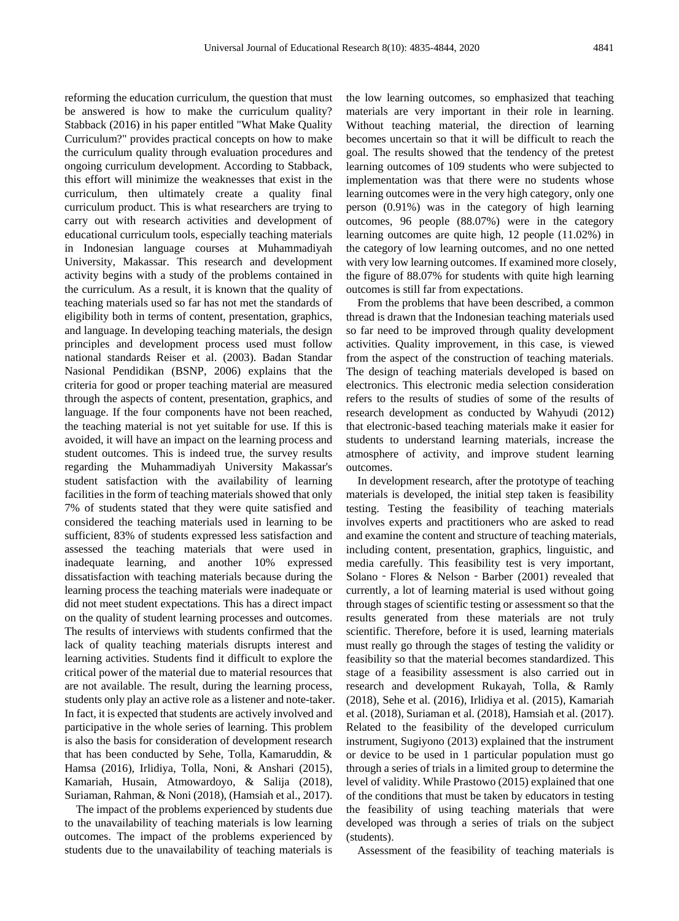reforming the education curriculum, the question that must be answered is how to make the curriculum quality? Stabback (2016) in his paper entitled "What Make Quality Curriculum?" provides practical concepts on how to make the curriculum quality through evaluation procedures and ongoing curriculum development. According to Stabback, this effort will minimize the weaknesses that exist in the curriculum, then ultimately create a quality final curriculum product. This is what researchers are trying to carry out with research activities and development of educational curriculum tools, especially teaching materials in Indonesian language courses at Muhammadiyah University, Makassar. This research and development activity begins with a study of the problems contained in the curriculum. As a result, it is known that the quality of teaching materials used so far has not met the standards of eligibility both in terms of content, presentation, graphics, and language. In developing teaching materials, the design principles and development process used must follow national standards Reiser et al. (2003). Badan Standar Nasional Pendidikan (BSNP, 2006) explains that the criteria for good or proper teaching material are measured through the aspects of content, presentation, graphics, and language. If the four components have not been reached, the teaching material is not yet suitable for use. If this is avoided, it will have an impact on the learning process and student outcomes. This is indeed true, the survey results regarding the Muhammadiyah University Makassar's student satisfaction with the availability of learning facilities in the form of teaching materials showed that only 7% of students stated that they were quite satisfied and considered the teaching materials used in learning to be sufficient, 83% of students expressed less satisfaction and assessed the teaching materials that were used in inadequate learning, and another 10% expressed dissatisfaction with teaching materials because during the learning process the teaching materials were inadequate or did not meet student expectations. This has a direct impact on the quality of student learning processes and outcomes. The results of interviews with students confirmed that the lack of quality teaching materials disrupts interest and learning activities. Students find it difficult to explore the critical power of the material due to material resources that are not available. The result, during the learning process, students only play an active role as a listener and note-taker. In fact, it is expected that students are actively involved and participative in the whole series of learning. This problem is also the basis for consideration of development research that has been conducted by Sehe, Tolla, Kamaruddin, & Hamsa (2016), Irlidiya, Tolla, Noni, & Anshari (2015), Kamariah, Husain, Atmowardoyo, & Salija (2018), Suriaman, Rahman, & Noni (2018), (Hamsiah et al., 2017).

The impact of the problems experienced by students due to the unavailability of teaching materials is low learning outcomes. The impact of the problems experienced by students due to the unavailability of teaching materials is the low learning outcomes, so emphasized that teaching materials are very important in their role in learning. Without teaching material, the direction of learning becomes uncertain so that it will be difficult to reach the goal. The results showed that the tendency of the pretest learning outcomes of 109 students who were subjected to implementation was that there were no students whose learning outcomes were in the very high category, only one person (0.91%) was in the category of high learning outcomes, 96 people (88.07%) were in the category learning outcomes are quite high, 12 people (11.02%) in the category of low learning outcomes, and no one netted with very low learning outcomes. If examined more closely, the figure of 88.07% for students with quite high learning outcomes is still far from expectations.

From the problems that have been described, a common thread is drawn that the Indonesian teaching materials used so far need to be improved through quality development activities. Quality improvement, in this case, is viewed from the aspect of the construction of teaching materials. The design of teaching materials developed is based on electronics. This electronic media selection consideration refers to the results of studies of some of the results of research development as conducted by Wahyudi (2012) that electronic-based teaching materials make it easier for students to understand learning materials, increase the atmosphere of activity, and improve student learning outcomes.

In development research, after the prototype of teaching materials is developed, the initial step taken is feasibility testing. Testing the feasibility of teaching materials involves experts and practitioners who are asked to read and examine the content and structure of teaching materials, including content, presentation, graphics, linguistic, and media carefully. This feasibility test is very important, Solano‐Flores & Nelson‐Barber (2001) revealed that currently, a lot of learning material is used without going through stages of scientific testing or assessment so that the results generated from these materials are not truly scientific. Therefore, before it is used, learning materials must really go through the stages of testing the validity or feasibility so that the material becomes standardized. This stage of a feasibility assessment is also carried out in research and development Rukayah, Tolla, & Ramly (2018), Sehe et al. (2016), Irlidiya et al. (2015), Kamariah et al. (2018), Suriaman et al. (2018), Hamsiah et al. (2017). Related to the feasibility of the developed curriculum instrument, Sugiyono (2013) explained that the instrument or device to be used in 1 particular population must go through a series of trials in a limited group to determine the level of validity. While Prastowo (2015) explained that one of the conditions that must be taken by educators in testing the feasibility of using teaching materials that were developed was through a series of trials on the subject (students).

Assessment of the feasibility of teaching materials is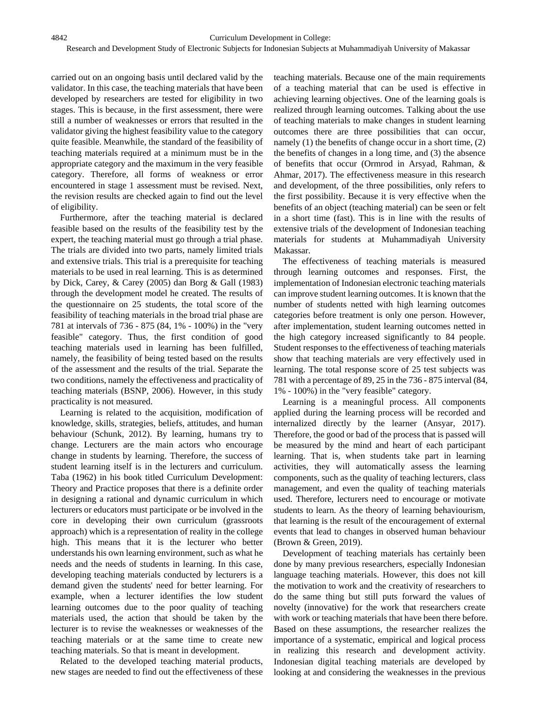carried out on an ongoing basis until declared valid by the validator. In this case, the teaching materials that have been developed by researchers are tested for eligibility in two stages. This is because, in the first assessment, there were still a number of weaknesses or errors that resulted in the validator giving the highest feasibility value to the category quite feasible. Meanwhile, the standard of the feasibility of teaching materials required at a minimum must be in the appropriate category and the maximum in the very feasible category. Therefore, all forms of weakness or error encountered in stage 1 assessment must be revised. Next, the revision results are checked again to find out the level of eligibility.

Furthermore, after the teaching material is declared feasible based on the results of the feasibility test by the expert, the teaching material must go through a trial phase. The trials are divided into two parts, namely limited trials and extensive trials. This trial is a prerequisite for teaching materials to be used in real learning. This is as determined by Dick, Carey, & Carey (2005) dan Borg & Gall (1983) through the development model he created. The results of the questionnaire on 25 students, the total score of the feasibility of teaching materials in the broad trial phase are 781 at intervals of 736 - 875 (84, 1% - 100%) in the "very feasible" category. Thus, the first condition of good teaching materials used in learning has been fulfilled, namely, the feasibility of being tested based on the results of the assessment and the results of the trial. Separate the two conditions, namely the effectiveness and practicality of teaching materials (BSNP, 2006). However, in this study practicality is not measured.

Learning is related to the acquisition, modification of knowledge, skills, strategies, beliefs, attitudes, and human behaviour (Schunk, 2012). By learning, humans try to change. Lecturers are the main actors who encourage change in students by learning. Therefore, the success of student learning itself is in the lecturers and curriculum. Taba (1962) in his book titled Curriculum Development: Theory and Practice proposes that there is a definite order in designing a rational and dynamic curriculum in which lecturers or educators must participate or be involved in the core in developing their own curriculum (grassroots approach) which is a representation of reality in the college high. This means that it is the lecturer who better understands his own learning environment, such as what he needs and the needs of students in learning. In this case, developing teaching materials conducted by lecturers is a demand given the students' need for better learning. For example, when a lecturer identifies the low student learning outcomes due to the poor quality of teaching materials used, the action that should be taken by the lecturer is to revise the weaknesses or weaknesses of the teaching materials or at the same time to create new teaching materials. So that is meant in development.

Related to the developed teaching material products, new stages are needed to find out the effectiveness of these teaching materials. Because one of the main requirements of a teaching material that can be used is effective in achieving learning objectives. One of the learning goals is realized through learning outcomes. Talking about the use of teaching materials to make changes in student learning outcomes there are three possibilities that can occur, namely (1) the benefits of change occur in a short time, (2) the benefits of changes in a long time, and (3) the absence of benefits that occur (Ormrod in Arsyad, Rahman, & Ahmar, 2017). The effectiveness measure in this research and development, of the three possibilities, only refers to the first possibility. Because it is very effective when the benefits of an object (teaching material) can be seen or felt in a short time (fast). This is in line with the results of extensive trials of the development of Indonesian teaching materials for students at Muhammadiyah University Makassar.

The effectiveness of teaching materials is measured through learning outcomes and responses. First, the implementation of Indonesian electronic teaching materials can improve student learning outcomes. It is known that the number of students netted with high learning outcomes categories before treatment is only one person. However, after implementation, student learning outcomes netted in the high category increased significantly to 84 people. Student responses to the effectiveness of teaching materials show that teaching materials are very effectively used in learning. The total response score of 25 test subjects was 781 with a percentage of 89, 25 in the 736 - 875 interval (84, 1% - 100%) in the "very feasible" category.

Learning is a meaningful process. All components applied during the learning process will be recorded and internalized directly by the learner (Ansyar, 2017). Therefore, the good or bad of the process that is passed will be measured by the mind and heart of each participant learning. That is, when students take part in learning activities, they will automatically assess the learning components, such as the quality of teaching lecturers, class management, and even the quality of teaching materials used. Therefore, lecturers need to encourage or motivate students to learn. As the theory of learning behaviourism, that learning is the result of the encouragement of external events that lead to changes in observed human behaviour (Brown & Green, 2019).

Development of teaching materials has certainly been done by many previous researchers, especially Indonesian language teaching materials. However, this does not kill the motivation to work and the creativity of researchers to do the same thing but still puts forward the values of novelty (innovative) for the work that researchers create with work or teaching materials that have been there before. Based on these assumptions, the researcher realizes the importance of a systematic, empirical and logical process in realizing this research and development activity. Indonesian digital teaching materials are developed by looking at and considering the weaknesses in the previous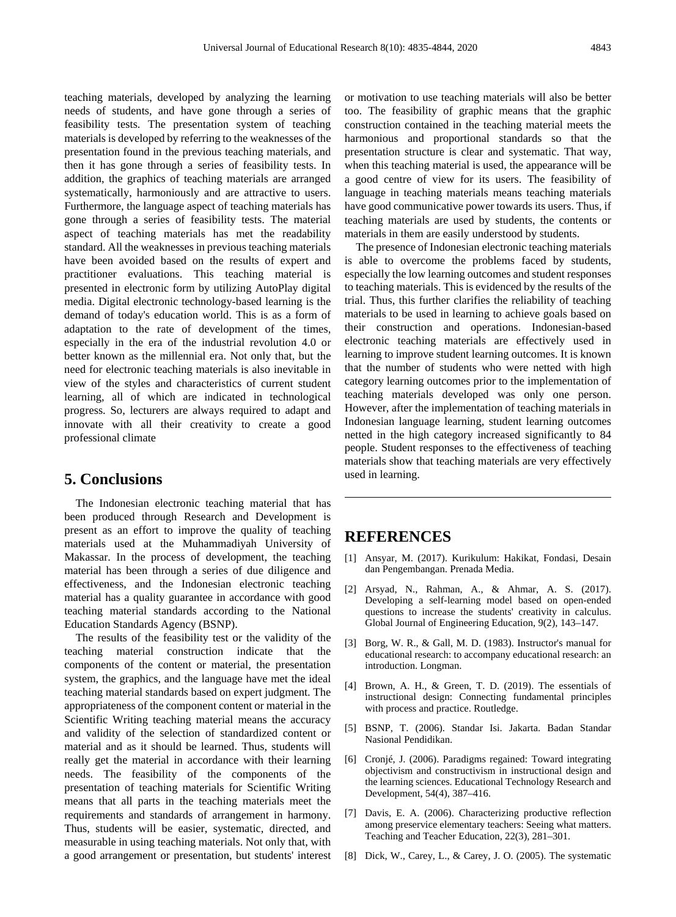teaching materials, developed by analyzing the learning needs of students, and have gone through a series of feasibility tests. The presentation system of teaching materials is developed by referring to the weaknesses of the presentation found in the previous teaching materials, and then it has gone through a series of feasibility tests. In addition, the graphics of teaching materials are arranged systematically, harmoniously and are attractive to users. Furthermore, the language aspect of teaching materials has gone through a series of feasibility tests. The material aspect of teaching materials has met the readability standard. All the weaknesses in previous teaching materials have been avoided based on the results of expert and practitioner evaluations. This teaching material is presented in electronic form by utilizing AutoPlay digital media. Digital electronic technology-based learning is the demand of today's education world. This is as a form of adaptation to the rate of development of the times, especially in the era of the industrial revolution 4.0 or better known as the millennial era. Not only that, but the need for electronic teaching materials is also inevitable in view of the styles and characteristics of current student learning, all of which are indicated in technological progress. So, lecturers are always required to adapt and innovate with all their creativity to create a good professional climate

## 5. Conclusions

The Indonesian electronic teaching material that has been produced through Research and Development is present as an effort to improve the quality of teaching materials used at the Muhammadiyah University of Makassar. In the process of development, the teaching material has been through a series of due diligence and effectiveness, and the Indonesian electronic teaching material has a quality guarantee in accordance with good teaching material standards according to the National Education Standards Agency (BSNP).

The results of the feasibility test or the validity of the teaching material construction indicate that the components of the content or material, the presentation system, the graphics, and the language have met the ideal teaching material standards based on expert judgment. The appropriateness of the component content or material in the Scientific Writing teaching material means the accuracy and validity of the selection of standardized content or material and as it should be learned. Thus, students will really get the material in accordance with their learning needs. The feasibility of the components of the presentation of teaching materials for Scientific Writing means that all parts in the teaching materials meet the requirements and standards of arrangement in harmony. Thus, students will be easier, systematic, directed, and measurable in using teaching materials. Not only that, with a good arrangement or presentation, but students' interest or motivation to use teaching materials will also be better too. The feasibility of graphic means that the graphic construction contained in the teaching material meets the harmonious and proportional standards so that the presentation structure is clear and systematic. That way, when this teaching material is used, the appearance will be a good centre of view for its users. The feasibility of language in teaching materials means teaching materials have good communicative power towards its users. Thus, if teaching materials are used by students, the contents or materials in them are easily understood by students.

The presence of Indonesian electronic teaching materials is able to overcome the problems faced by students, especially the low learning outcomes and student responses to teaching materials. This is evidenced by the results of the trial. Thus, this further clarifies the reliability of teaching materials to be used in learning to achieve goals based on their construction and operations. Indonesian-based electronic teaching materials are effectively used in learning to improve student learning outcomes. It is known that the number of students who were netted with high category learning outcomes prior to the implementation of teaching materials developed was only one person. However, after the implementation of teaching materials in Indonesian language learning, student learning outcomes netted in the high category increased significantly to 84 people. Student responses to the effectiveness of teaching materials show that teaching materials are very effectively used in learning.

## REFERENCES

[1] Ansyar, M. (2017). Kurikulum: Hakikat, Fondasi, Desain dan Pengembangan. Prenada Media.

[2] Arsyad, N., Rahman, A., & Ahmar, A. S. (2017). Developing a self-learning model based on open-ended questions to increase the students' creativity in calculus. Global Journal of Engineering Education, 9(2), 143–147.

[3] Borg, W. R., & Gall, M. D. (1983). Instructor's manual for educational research: to accompany educational research: an introduction. Longman.

[4] Brown, A. H., & Green, T. D. (2019). The essentials of instructional design: Connecting fundamental principles with process and practice. Routledge.

[5] BSNP, T. (2006). Standar Isi. Jakarta. Badan Standar Nasional Pendidikan.

[6] Cronjé, J. (2006). Paradigms regained: Toward integrating objectivism and constructivism in instructional design and the learning sciences. Educational Technology Research and Development, 54(4), 387–416.

[7] Davis, E. A. (2006). Characterizing productive reflection among preservice elementary teachers: Seeing what matters. Teaching and Teacher Education, 22(3), 281–301.

[8] Dick, W., Carey, L., & Carey, J. O. (2005). The systematic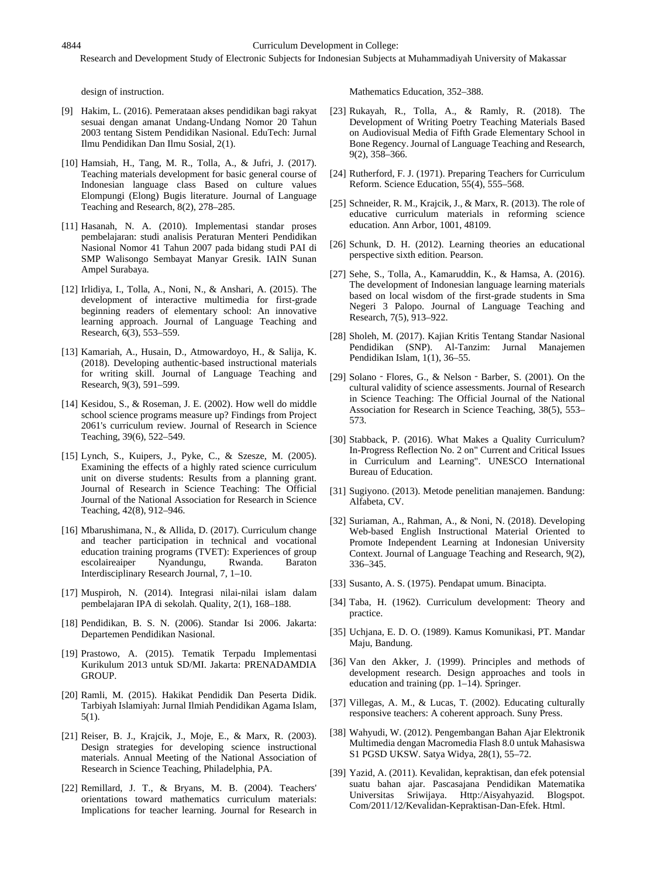design of instruction.

[9] Hakim, L. (2016). Pemerataan akses pendidikan bagi rakyat sesuai dengan amanat Undang-Undang Nomor 20 Tahun 2003 tentang Sistem Pendidikan Nasional. EduTech: Jurnal Ilmu Pendidikan Dan Ilmu Sosial, 2(1).

[10] Hamsiah, H., Tang, M. R., Tolla, A., & Jufri, J. (2017). Teaching materials development for basic general course of Indonesian language class Based on culture values Elompungi (Elong) Bugis literature. Journal of Language Teaching and Research, 8(2), 278–285.

[11] Hasanah, N. A. (2010). Implementasi standar proses pembelajaran: studi analisis Peraturan Menteri Pendidikan Nasional Nomor 41 Tahun 2007 pada bidang studi PAI di SMP Walisongo Sembayat Manyar Gresik. IAIN Sunan Ampel Surabaya.

[12] Irlidiya, I., Tolla, A., Noni, N., & Anshari, A. (2015). The development of interactive multimedia for first-grade beginning readers of elementary school: An innovative learning approach. Journal of Language Teaching and Research, 6(3), 553–559.

[13] Kamariah, A., Husain, D., Atmowardoyo, H., & Salija, K. (2018). Developing authentic-based instructional materials for writing skill. Journal of Language Teaching and Research, 9(3), 591–599.

[14] Kesidou, S., & Roseman, J. E. (2002). How well do middle school science programs measure up? Findings from Project 2061's curriculum review. Journal of Research in Science Teaching, 39(6), 522–549.

[15] Lynch, S., Kuipers, J., Pyke, C., & Szesze, M. (2005). Examining the effects of a highly rated science curriculum unit on diverse students: Results from a planning grant. Journal of Research in Science Teaching: The Official Journal of the National Association for Research in Science Teaching, 42(8), 912–946.

[16] Mbarushimana, N., & Allida, D. (2017). Curriculum change and teacher participation in technical and vocational education training programs (TVET): Experiences of group escolaireaiper Nyandungu, Rwanda. Baraton Interdisciplinary Research Journal, 7, 1–10.

[17] Muspiroh, N. (2014). Integrasi nilai-nilai islam dalam pembelajaran IPA di sekolah. Quality, 2(1), 168–188.

[18] Pendidikan, B. S. N. (2006). Standar Isi 2006. Jakarta: Departemen Pendidikan Nasional.

[19] Prastowo, A. (2015). Tematik Terpadu Implementasi Kurikulum 2013 untuk SD/MI. Jakarta: PRENADAMDIA GROUP.

[20] Ramli, M. (2015). Hakikat Pendidik Dan Peserta Didik. Tarbiyah Islamiyah: Jurnal Ilmiah Pendidikan Agama Islam, 5(1).

[21] Reiser, B. J., Krajcik, J., Moje, E., & Marx, R. (2003). Design strategies for developing science instructional materials. Annual Meeting of the National Association of Research in Science Teaching, Philadelphia, PA.

[22] Remillard, J. T., & Bryans, M. B. (2004). Teachers' orientations toward mathematics curriculum materials: Implications for teacher learning. Journal for Research in Mathematics Education, 352–388.

[23] Rukayah, R., Tolla, A., & Ramly, R. (2018). The Development of Writing Poetry Teaching Materials Based on Audiovisual Media of Fifth Grade Elementary School in Bone Regency. Journal of Language Teaching and Research, 9(2), 358–366.

[24] Rutherford, F. J. (1971). Preparing Teachers for Curriculum Reform. Science Education, 55(4), 555–568.

[25] Schneider, R. M., Krajcik, J., & Marx, R. (2013). The role of educative curriculum materials in reforming science education. Ann Arbor, 1001, 48109.

[26] Schunk, D. H. (2012). Learning theories an educational perspective sixth edition. Pearson.

[27] Sehe, S., Tolla, A., Kamaruddin, K., & Hamsa, A. (2016). The development of Indonesian language learning materials based on local wisdom of the first-grade students in Sma Negeri 3 Palopo. Journal of Language Teaching and Research, 7(5), 913–922.

[28] Sholeh, M. (2017). Kajian Kritis Tentang Standar Nasional Pendidikan (SNP). Al-Tanzim: Jurnal Manajemen Pendidikan Islam, 1(1), 36–55.

[29] Solano‐Flores, G., & Nelson‐Barber, S. (2001). On the cultural validity of science assessments. Journal of Research in Science Teaching: The Official Journal of the National Association for Research in Science Teaching, 38(5), 553–573.

[30] Stabback, P. (2016). What Makes a Quality Curriculum? In-Progress Reflection No. 2 on" Current and Critical Issues in Curriculum and Learning". UNESCO International Bureau of Education.

[31] Sugiyono. (2013). Metode penelitian manajemen. Bandung: Alfabeta, CV.

[32] Suriaman, A., Rahman, A., & Noni, N. (2018). Developing Web-based English Instructional Material Oriented to Promote Independent Learning at Indonesian University Context. Journal of Language Teaching and Research, 9(2), 336–345.

[33] Susanto, A. S. (1975). Pendapat umum. Binacipta.

[34] Taba, H. (1962). Curriculum development: Theory and practice.

[35] Uchjana, E. D. O. (1989). Kamus Komunikasi, PT. Mandar Maju, Bandung.

[36] Van den Akker, J. (1999). Principles and methods of development research. Design approaches and tools in education and training (pp. 1–14). Springer.

[37] Villegas, A. M., & Lucas, T. (2002). Educating culturally responsive teachers: A coherent approach. Suny Press.

[38] Wahyudi, W. (2012). Pengembangan Bahan Ajar Elektronik Multimedia dengan Macromedia Flash 8.0 untuk Mahasiswa S1 PGSD UKSW. Satya Widya, 28(1), 55–72.

[39] Yazid, A. (2011). Kevalidan, kepraktisan, dan efek potensial suatu bahan ajar. Pascasajana Pendidikan Matematika Universitas Sriwijaya. Http:/Aisyahyazid. Blogspot. Com/2011/12/Kevalidan-Kepraktisan-Dan-Efek. Html.